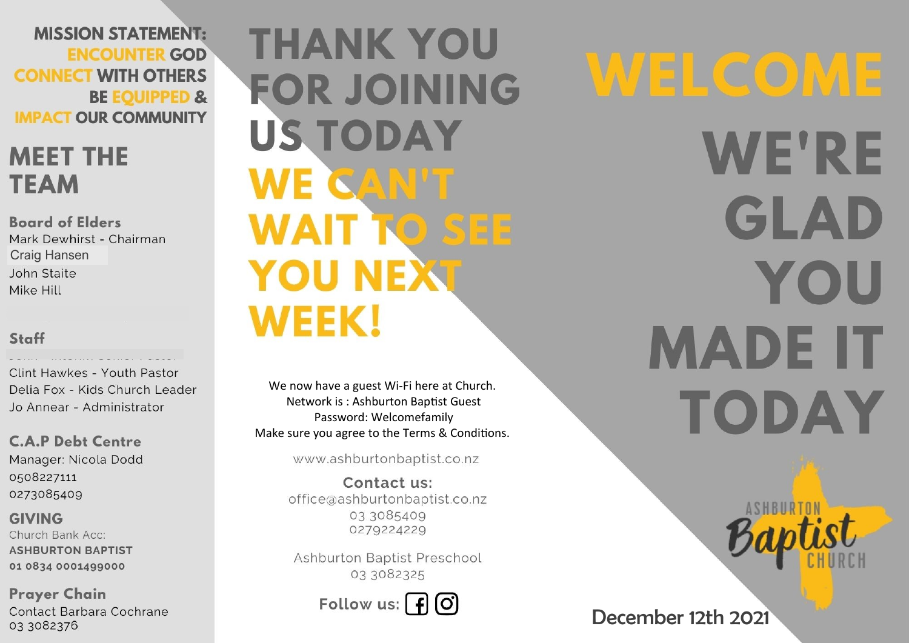**MISSION STATEMENT:**
**ENCOUNTER GOD**
**CONNECT WITH OTHERS**
**BE EQUIPPED &**
**IMPACT OUR COMMUNITY**

## MEET THE TEAM

### Board of Elders

Mark Dewhirst - Chairman
Craig Hansen
John Staite
Mike Hill

### Staff

Clint Hawkes - Youth Pastor
Delia Fox - Kids Church Leader
Jo Annear - Administrator

### C.A.P Debt Centre

Manager: Nicola Dodd
0508227111
0273085409

### GIVING

Church Bank Acc:
**ASHBURTON BAPTIST**
**01 0834 0001499000**

### Prayer Chain

Contact Barbara Cochrane
03 3082376

# THANK YOU FOR JOINING US TODAY

# WE CAN'T WAIT TO SEE YOU NEXT WEEK!

We now have a guest Wi-Fi here at Church.
Network is : Ashburton Baptist Guest
Password: Welcomefamily
Make sure you agree to the Terms & Conditions.

www.ashburtonbaptist.co.nz

**Contact us:**
office@ashburtonbaptist.co.nz
03 3085409
0279224229

Ashburton Baptist Preschool
03 3082325

Follow us:

# WELCOME

# WE'RE GLAD YOU MADE IT TODAY

ASHBURTON Baptist CHURCH

December 12th 2021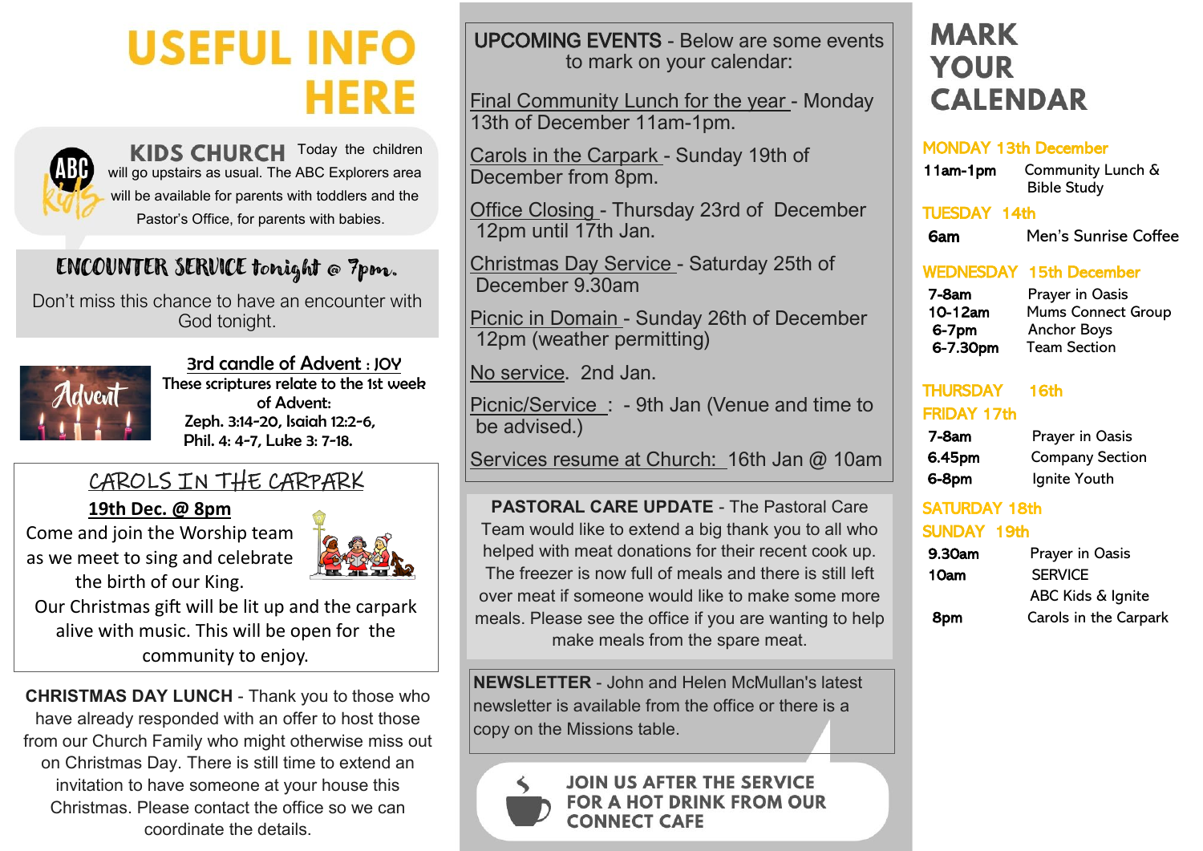# USEFUL INFO HERE

## KIDS CHURCH

Today the children will go upstairs as usual. The ABC Explorers area will be available for parents with toddlers and the Pastor's Office, for parents with babies.

## ENCOUNTER SERVICE tonight @ 7pm.

Don't miss this chance to have an encounter with God tonight.

## 3rd candle of Advent : JOY

These scriptures relate to the 1st week of Advent:
Zeph. 3:14-20, Isaiah 12:2-6,
Phil. 4: 4-7, Luke 3: 7-18.

## CAROLS IN THE CARPARK

**19th Dec. @ 8pm**

Come and join the Worship team as we meet to sing and celebrate the birth of our King.
Our Christmas gift will be lit up and the carpark alive with music. This will be open for the community to enjoy.

**CHRISTMAS DAY LUNCH** - Thank you to those who have already responded with an offer to host those from our Church Family who might otherwise miss out on Christmas Day. There is still time to extend an invitation to have someone at your house this Christmas. Please contact the office so we can coordinate the details.

**UPCOMING EVENTS** - Below are some events to mark on your calendar:

Final Community Lunch for the year - Monday 13th of December 11am-1pm.

Carols in the Carpark - Sunday 19th of December from 8pm.

Office Closing - Thursday 23rd of December 12pm until 17th Jan.

Christmas Day Service - Saturday 25th of December 9.30am

Picnic in Domain - Sunday 26th of December 12pm (weather permitting)

No service. 2nd Jan.

Picnic/Service : - 9th Jan (Venue and time to be advised.)

Services resume at Church: 16th Jan @ 10am

**PASTORAL CARE UPDATE** - The Pastoral Care Team would like to extend a big thank you to all who helped with meat donations for their recent cook up. The freezer is now full of meals and there is still left over meat if someone would like to make some more meals. Please see the office if you are wanting to help make meals from the spare meat.

**NEWSLETTER** - John and Helen McMullan's latest newsletter is available from the office or there is a copy on the Missions table.

**JOIN US AFTER THE SERVICE FOR A HOT DRINK FROM OUR CONNECT CAFE**

# MARK YOUR CALENDAR

**MONDAY 13th December**

| | |
|---|---|
| 11am-1pm | Community Lunch & Bible Study |

**TUESDAY 14th**

| | |
|---|---|
| 6am | Men's Sunrise Coffee |

**WEDNESDAY 15th December**

| | |
|---|---|
| 7-8am | Prayer in Oasis |
| 10-12am | Mums Connect Group |
| 6-7pm | Anchor Boys |
| 6-7.30pm | Team Section |

**THURSDAY 16th**

**FRIDAY 17th**

| | |
|---|---|
| 7-8am | Prayer in Oasis |
| 6.45pm | Company Section |
| 6-8pm | Ignite Youth |

**SATURDAY 18th**

**SUNDAY 19th**

| | |
|---|---|
| 9.30am | Prayer in Oasis |
| 10am | SERVICE |
| | ABC Kids & Ignite |
| 8pm | Carols in the Carpark |